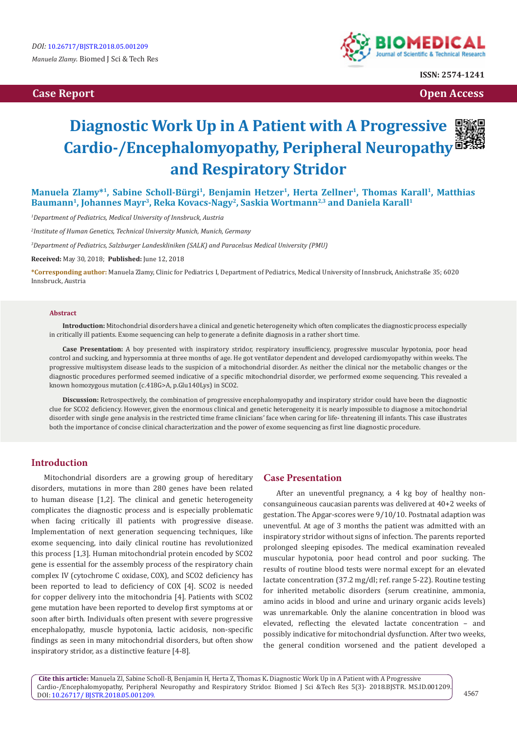DOI: 10.26717/BJSTR.2018.05.001209

*Manuela Zlamy.* Biomed J Sci & Tech Res

ISSN: 2574-1241

**Case Report** **Open Access**

# Diagnostic Work Up in A Patient with A Progressive Cardio-/Encephalomyopathy, Peripheral Neuropathy and Respiratory Stridor

**Manuela Zlamy*[1], Sabine Scholl-Bürgi[1], Benjamin Hetzer[1], Herta Zellner[1], Thomas Karall[1], Matthias Baumann[1], Johannes Mayr[3], Reka Kovacs-Nagy[2], Saskia Wortmann[2,3] and Daniela Karall[1]**

[1]*Department of Pediatrics, Medical University of Innsbruck, Austria*

[2]*Institute of Human Genetics, Technical University Munich, Munich, Germany*

[3]*Department of Pediatrics, Salzburger Landeskliniken (SALK) and Paracelsus Medical University (PMU)*

**Received:** May 30, 2018; **Published:** June 12, 2018

**\*Corresponding author:** Manuela Zlamy, Clinic for Pediatrics I, Department of Pediatrics, Medical University of Innsbruck, Anichstraße 35; 6020 Innsbruck, Austria

## Abstract

**Introduction:** Mitochondrial disorders have a clinical and genetic heterogeneity which often complicates the diagnostic process especially in critically ill patients. Exome sequencing can help to generate a definite diagnosis in a rather short time.

**Case Presentation:** A boy presented with inspiratory stridor, respiratory insufficiency, progressive muscular hypotonia, poor head control and sucking, and hypersomnia at three months of age. He got ventilator dependent and developed cardiomyopathy within weeks. The progressive multisystem disease leads to the suspicion of a mitochondrial disorder. As neither the clinical nor the metabolic changes or the diagnostic procedures performed seemed indicative of a specific mitochondrial disorder, we performed exome sequencing. This revealed a known homozygous mutation (c.418G>A, p.Glu140Lys) in SCO2.

**Discussion:** Retrospectively, the combination of progressive encephalomyopathy and inspiratory stridor could have been the diagnostic clue for SCO2 deficiency. However, given the enormous clinical and genetic heterogeneity it is nearly impossible to diagnose a mitochondrial disorder with single gene analysis in the restricted time frame clinicians' face when caring for life- threatening ill infants. This case illustrates both the importance of concise clinical characterization and the power of exome sequencing as first line diagnostic procedure.

## Introduction

Mitochondrial disorders are a growing group of hereditary disorders, mutations in more than 280 genes have been related to human disease [1,2]. The clinical and genetic heterogeneity complicates the diagnostic process and is especially problematic when facing critically ill patients with progressive disease. Implementation of next generation sequencing techniques, like exome sequencing, into daily clinical routine has revolutionized this process [1,3]. Human mitochondrial protein encoded by SCO2 gene is essential for the assembly process of the respiratory chain complex IV (cytochrome C oxidase, COX), and SCO2 deficiency has been reported to lead to deficiency of COX [4]. SCO2 is needed for copper delivery into the mitochondria [4]. Patients with SCO2 gene mutation have been reported to develop first symptoms at or soon after birth. Individuals often present with severe progressive encephalopathy, muscle hypotonia, lactic acidosis, non-specific findings as seen in many mitochondrial disorders, but often show inspiratory stridor, as a distinctive feature [4-8].

## Case Presentation

After an uneventful pregnancy, a 4 kg boy of healthy non-consanguineous caucasian parents was delivered at 40+2 weeks of gestation. The Apgar-scores were 9/10/10. Postnatal adaption was uneventful. At age of 3 months the patient was admitted with an inspiratory stridor without signs of infection. The parents reported prolonged sleeping episodes. The medical examination revealed muscular hypotonia, poor head control and poor sucking. The results of routine blood tests were normal except for an elevated lactate concentration (37.2 mg/dl; ref. range 5-22). Routine testing for inherited metabolic disorders (serum creatinine, ammonia, amino acids in blood and urine and urinary organic acids levels) was unremarkable. Only the alanine concentration in blood was elevated, reflecting the elevated lactate concentration – and possibly indicative for mitochondrial dysfunction. After two weeks, the general condition worsened and the patient developed a

**Cite this article:** Manuela Zl, Sabine Scholl-B, Benjamin H, Herta Z, Thomas K**.** Diagnostic Work Up in A Patient with A Progressive Cardio-/Encephalomyopathy, Peripheral Neuropathy and Respiratory Stridor. Biomed J Sci &Tech Res 5(3)- 2018.BJSTR. MS.ID.001209. DOI: 10.26717/ BJSTR.2018.05.001209.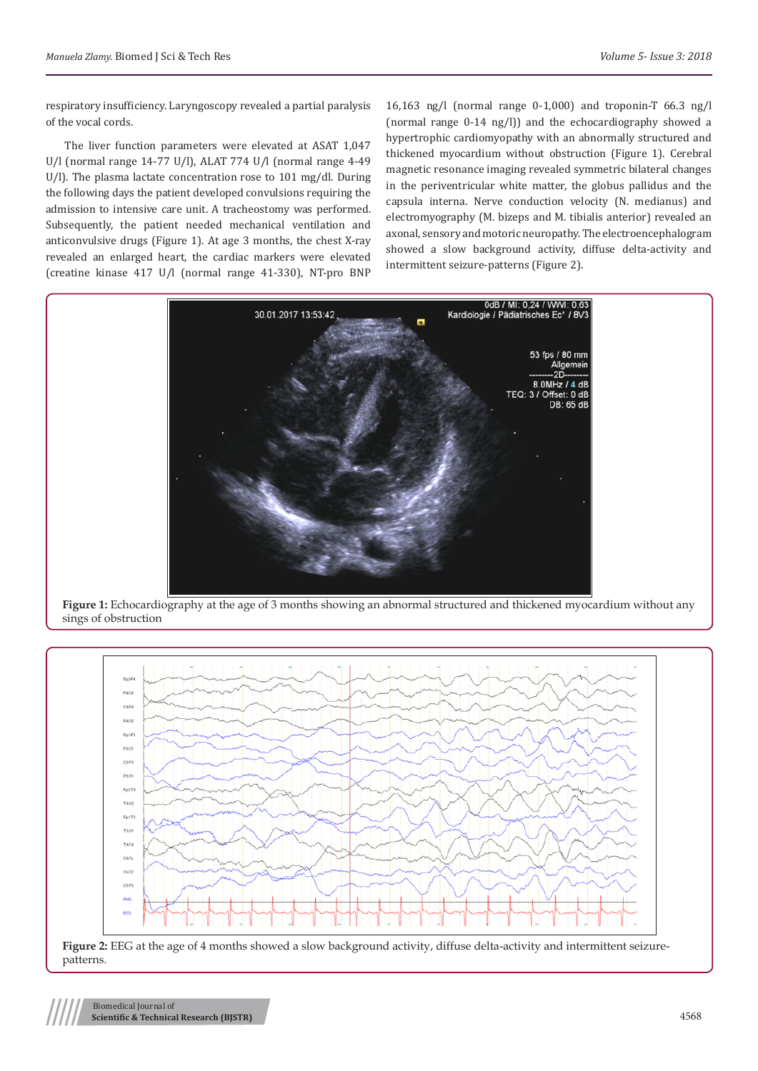respiratory insufficiency. Laryngoscopy revealed a partial paralysis of the vocal cords.

The liver function parameters were elevated at ASAT 1,047 U/l (normal range 14-77 U/l), ALAT 774 U/l (normal range 4-49 U/l). The plasma lactate concentration rose to 101 mg/dl. During the following days the patient developed convulsions requiring the admission to intensive care unit. A tracheostomy was performed. Subsequently, the patient needed mechanical ventilation and anticonvulsive drugs (Figure 1). At age 3 months, the chest X-ray revealed an enlarged heart, the cardiac markers were elevated (creatine kinase 417 U/l (normal range 41-330), NT-pro BNP 16,163 ng/l (normal range 0-1,000) and troponin-T 66.3 ng/l (normal range 0-14 ng/l)) and the echocardiography showed a hypertrophic cardiomyopathy with an abnormally structured and thickened myocardium without obstruction (Figure 1). Cerebral magnetic resonance imaging revealed symmetric bilateral changes in the periventricular white matter, the globus pallidus and the capsula interna. Nerve conduction velocity (N. medianus) and electromyography (M. bizeps and M. tibialis anterior) revealed an axonal, sensory and motoric neuropathy. The electroencephalogram showed a slow background activity, diffuse delta-activity and intermittent seizure-patterns (Figure 2).

**Figure 1:** Echocardiography at the age of 3 months showing an abnormal structured and thickened myocardium without any sings of obstruction

**Figure 2:** EEG at the age of 4 months showed a slow background activity, diffuse delta-activity and intermittent seizure-patterns.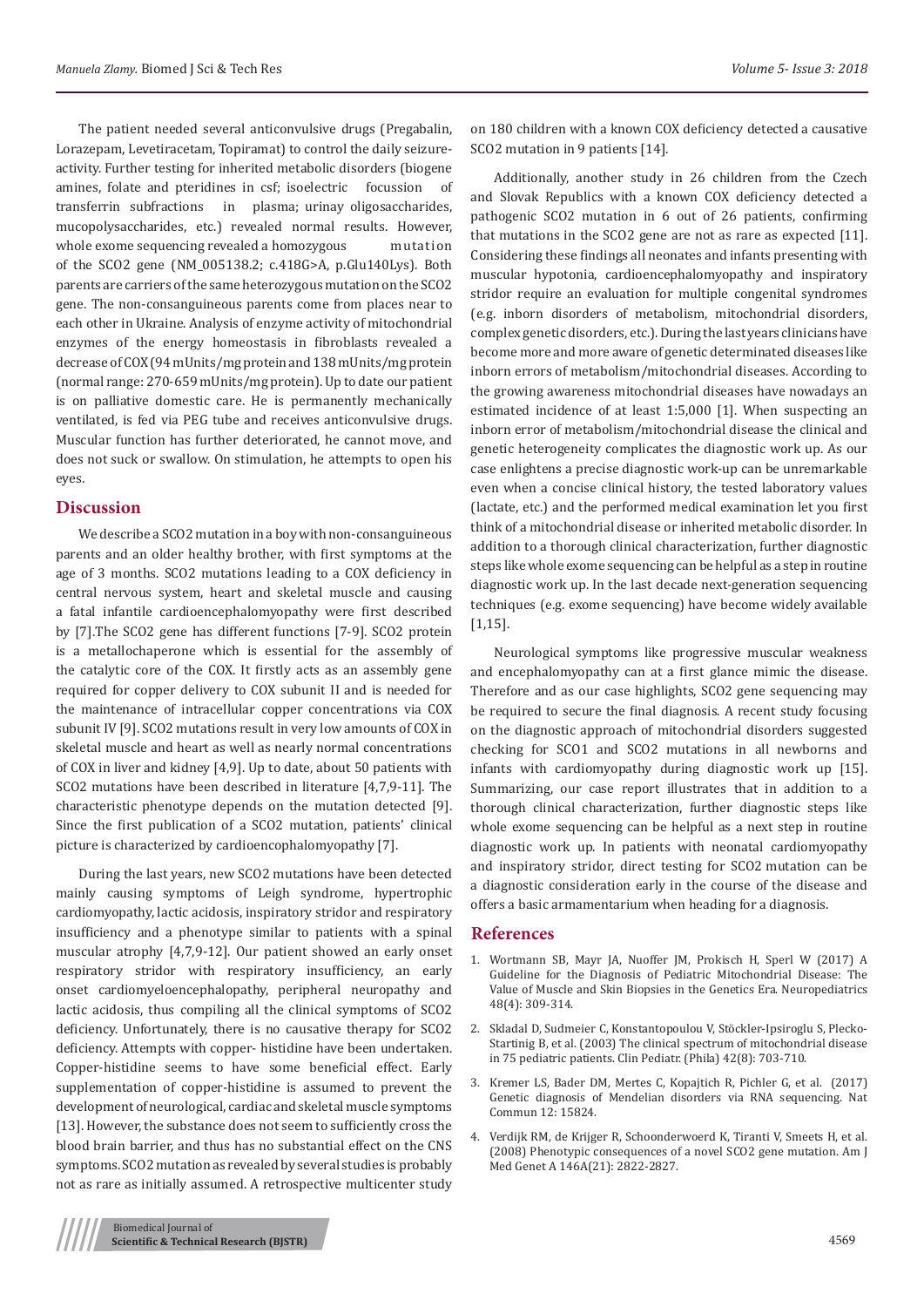The patient needed several anticonvulsive drugs (Pregabalin, Lorazepam, Levetiracetam, Topiramat) to control the daily seizure-activity. Further testing for inherited metabolic disorders (biogene amines, folate and pteridines in csf; isoelectric focussion of transferrin subfractions in plasma; urinay oligosaccharides, mucopolysaccharides, etc.) revealed normal results. However, whole exome sequencing revealed a homozygous mutation of the SCO2 gene (NM_005138.2; c.418G>A, p.Glu140Lys). Both parents are carriers of the same heterozygous mutation on the SCO2 gene. The non-consanguineous parents come from places near to each other in Ukraine. Analysis of enzyme activity of mitochondrial enzymes of the energy homeostasis in fibroblasts revealed a decrease of COX (94 mUnits/mg protein and 138 mUnits/mg protein (normal range: 270-659 mUnits/mg protein). Up to date our patient is on palliative domestic care. He is permanently mechanically ventilated, is fed via PEG tube and receives anticonvulsive drugs. Muscular function has further deteriorated, he cannot move, and does not suck or swallow. On stimulation, he attempts to open his eyes.

## Discussion

We describe a SCO2 mutation in a boy with non-consanguineous parents and an older healthy brother, with first symptoms at the age of 3 months. SCO2 mutations leading to a COX deficiency in central nervous system, heart and skeletal muscle and causing a fatal infantile cardioencephalomyopathy were first described by [7].The SCO2 gene has different functions [7-9]. SCO2 protein is a metallochaperone which is essential for the assembly of the catalytic core of the COX. It firstly acts as an assembly gene required for copper delivery to COX subunit II and is needed for the maintenance of intracellular copper concentrations via COX subunit IV [9]. SCO2 mutations result in very low amounts of COX in skeletal muscle and heart as well as nearly normal concentrations of COX in liver and kidney [4,9]. Up to date, about 50 patients with SCO2 mutations have been described in literature [4,7,9-11]. The characteristic phenotype depends on the mutation detected [9]. Since the first publication of a SCO2 mutation, patients' clinical picture is characterized by cardioencophalomyopathy [7].

During the last years, new SCO2 mutations have been detected mainly causing symptoms of Leigh syndrome, hypertrophic cardiomyopathy, lactic acidosis, inspiratory stridor and respiratory insufficiency and a phenotype similar to patients with a spinal muscular atrophy [4,7,9-12]. Our patient showed an early onset respiratory stridor with respiratory insufficiency, an early onset cardiomyeloencephalopathy, peripheral neuropathy and lactic acidosis, thus compiling all the clinical symptoms of SCO2 deficiency. Unfortunately, there is no causative therapy for SCO2 deficiency. Attempts with copper- histidine have been undertaken. Copper-histidine seems to have some beneficial effect. Early supplementation of copper-histidine is assumed to prevent the development of neurological, cardiac and skeletal muscle symptoms [13]. However, the substance does not seem to sufficiently cross the blood brain barrier, and thus has no substantial effect on the CNS symptoms. SCO2 mutation as revealed by several studies is probably not as rare as initially assumed. A retrospective multicenter study on 180 children with a known COX deficiency detected a causative SCO2 mutation in 9 patients [14].

Additionally, another study in 26 children from the Czech and Slovak Republics with a known COX deficiency detected a pathogenic SCO2 mutation in 6 out of 26 patients, confirming that mutations in the SCO2 gene are not as rare as expected [11]. Considering these findings all neonates and infants presenting with muscular hypotonia, cardioencephalomyopathy and inspiratory stridor require an evaluation for multiple congenital syndromes (e.g. inborn disorders of metabolism, mitochondrial disorders, complex genetic disorders, etc.). During the last years clinicians have become more and more aware of genetic determinated diseases like inborn errors of metabolism/mitochondrial diseases. According to the growing awareness mitochondrial diseases have nowadays an estimated incidence of at least 1:5,000 [1]. When suspecting an inborn error of metabolism/mitochondrial disease the clinical and genetic heterogeneity complicates the diagnostic work up. As our case enlightens a precise diagnostic work-up can be unremarkable even when a concise clinical history, the tested laboratory values (lactate, etc.) and the performed medical examination let you first think of a mitochondrial disease or inherited metabolic disorder. In addition to a thorough clinical characterization, further diagnostic steps like whole exome sequencing can be helpful as a step in routine diagnostic work up. In the last decade next-generation sequencing techniques (e.g. exome sequencing) have become widely available [1,15].

Neurological symptoms like progressive muscular weakness and encephalomyopathy can at a first glance mimic the disease. Therefore and as our case highlights, SCO2 gene sequencing may be required to secure the final diagnosis. A recent study focusing on the diagnostic approach of mitochondrial disorders suggested checking for SCO1 and SCO2 mutations in all newborns and infants with cardiomyopathy during diagnostic work up [15]. Summarizing, our case report illustrates that in addition to a thorough clinical characterization, further diagnostic steps like whole exome sequencing can be helpful as a next step in routine diagnostic work up. In patients with neonatal cardiomyopathy and inspiratory stridor, direct testing for SCO2 mutation can be a diagnostic consideration early in the course of the disease and offers a basic armamentarium when heading for a diagnosis.

## References

1. Wortmann SB, Mayr JA, Nuoffer JM, Prokisch H, Sperl W (2017) A Guideline for the Diagnosis of Pediatric Mitochondrial Disease: The Value of Muscle and Skin Biopsies in the Genetics Era. Neuropediatrics 48(4): 309-314.
2. Skladal D, Sudmeier C, Konstantopoulou V, Stöckler-Ipsiroglu S, Plecko-Startinig B, et al. (2003) The clinical spectrum of mitochondrial disease in 75 pediatric patients. Clin Pediatr. (Phila) 42(8): 703-710.
3. Kremer LS, Bader DM, Mertes C, Kopajtich R, Pichler G, et al. (2017) Genetic diagnosis of Mendelian disorders via RNA sequencing. Nat Commun 12: 15824.
4. Verdijk RM, de Krijger R, Schoonderwoerd K, Tiranti V, Smeets H, et al. (2008) Phenotypic consequences of a novel SCO2 gene mutation. Am J Med Genet A 146A(21): 2822-2827.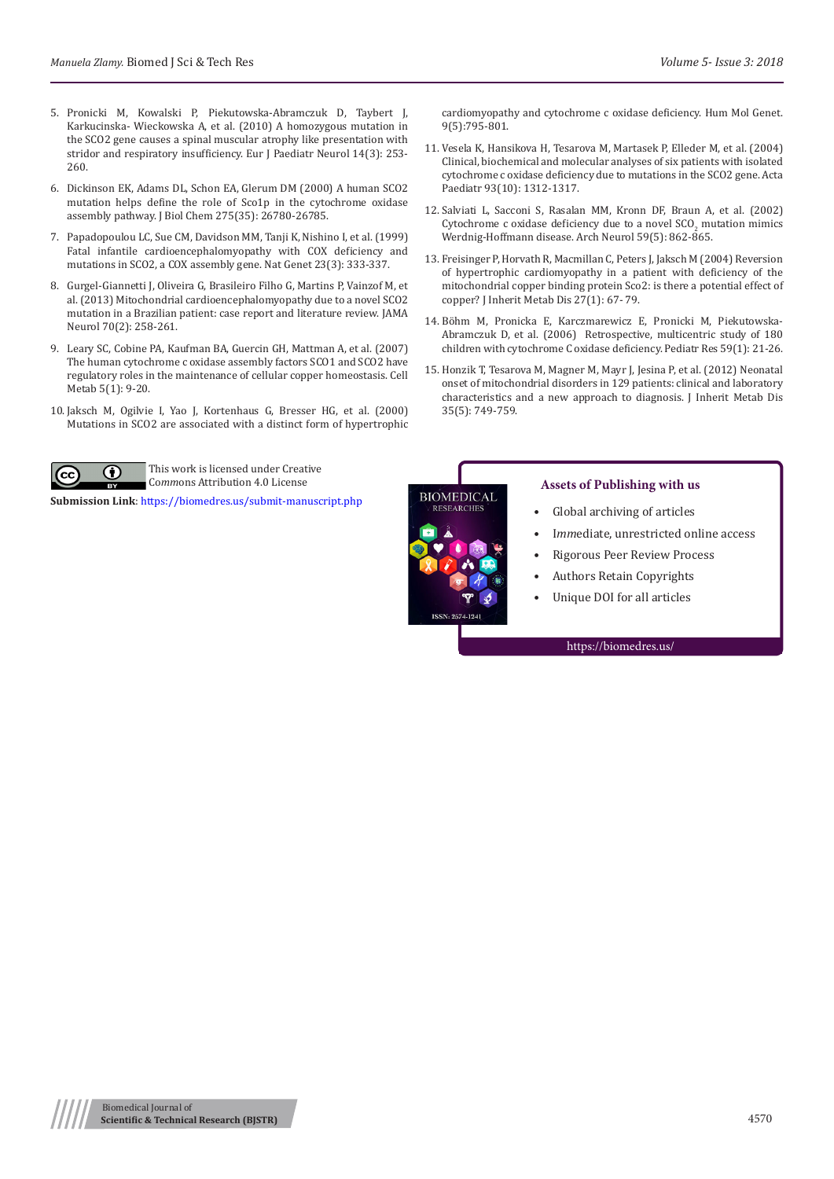5. Pronicki M, Kowalski P, Piekutowska-Abramczuk D, Taybert J, Karkucinska- Wieckowska A, et al. (2010) A homozygous mutation in the SCO2 gene causes a spinal muscular atrophy like presentation with stridor and respiratory insufficiency. Eur J Paediatr Neurol 14(3): 253-260.

6. Dickinson EK, Adams DL, Schon EA, Glerum DM (2000) A human SCO2 mutation helps define the role of Sco1p in the cytochrome oxidase assembly pathway. J Biol Chem 275(35): 26780-26785.

7. Papadopoulou LC, Sue CM, Davidson MM, Tanji K, Nishino I, et al. (1999) Fatal infantile cardioencephalomyopathy with COX deficiency and mutations in SCO2, a COX assembly gene. Nat Genet 23(3): 333-337.

8. Gurgel-Giannetti J, Oliveira G, Brasileiro Filho G, Martins P, Vainzof M, et al. (2013) Mitochondrial cardioencephalomyopathy due to a novel SCO2 mutation in a Brazilian patient: case report and literature review. JAMA Neurol 70(2): 258-261.

9. Leary SC, Cobine PA, Kaufman BA, Guercin GH, Mattman A, et al. (2007) The human cytochrome c oxidase assembly factors SCO1 and SCO2 have regulatory roles in the maintenance of cellular copper homeostasis. Cell Metab 5(1): 9-20.

10. Jaksch M, Ogilvie I, Yao J, Kortenhaus G, Bresser HG, et al. (2000) Mutations in SCO2 are associated with a distinct form of hypertrophic cardiomyopathy and cytochrome c oxidase deficiency. Hum Mol Genet. 9(5):795-801.

11. Vesela K, Hansikova H, Tesarova M, Martasek P, Elleder M, et al. (2004) Clinical, biochemical and molecular analyses of six patients with isolated cytochrome c oxidase deficiency due to mutations in the SCO2 gene. Acta Paediatr 93(10): 1312-1317.

12. Salviati L, Sacconi S, Rasalan MM, Kronn DF, Braun A, et al. (2002) Cytochrome c oxidase deficiency due to a novel $SCO_2$ mutation mimics Werdnig-Hoffmann disease. Arch Neurol 59(5): 862-865.

13. Freisinger P, Horvath R, Macmillan C, Peters J, Jaksch M (2004) Reversion of hypertrophic cardiomyopathy in a patient with deficiency of the mitochondrial copper binding protein Sco2: is there a potential effect of copper? J Inherit Metab Dis 27(1): 67- 79.

14. Böhm M, Pronicka E, Karczmarewicz E, Pronicki M, Piekutowska-Abramczuk D, et al. (2006) Retrospective, multicentric study of 180 children with cytochrome C oxidase deficiency. Pediatr Res 59(1): 21-26.

15. Honzik T, Tesarova M, Magner M, Mayr J, Jesina P, et al. (2012) Neonatal onset of mitochondrial disorders in 129 patients: clinical and laboratory characteristics and a new approach to diagnosis. J Inherit Metab Dis 35(5): 749-759.

This work is licensed under Creative Commons Attribution 4.0 License

**Submission Link**: https://biomedres.us/submit-manuscript.php

**Assets of Publishing with us**

- Global archiving of articles
- Immediate, unrestricted online access
- Rigorous Peer Review Process
- Authors Retain Copyrights
- Unique DOI for all articles

https://biomedres.us/